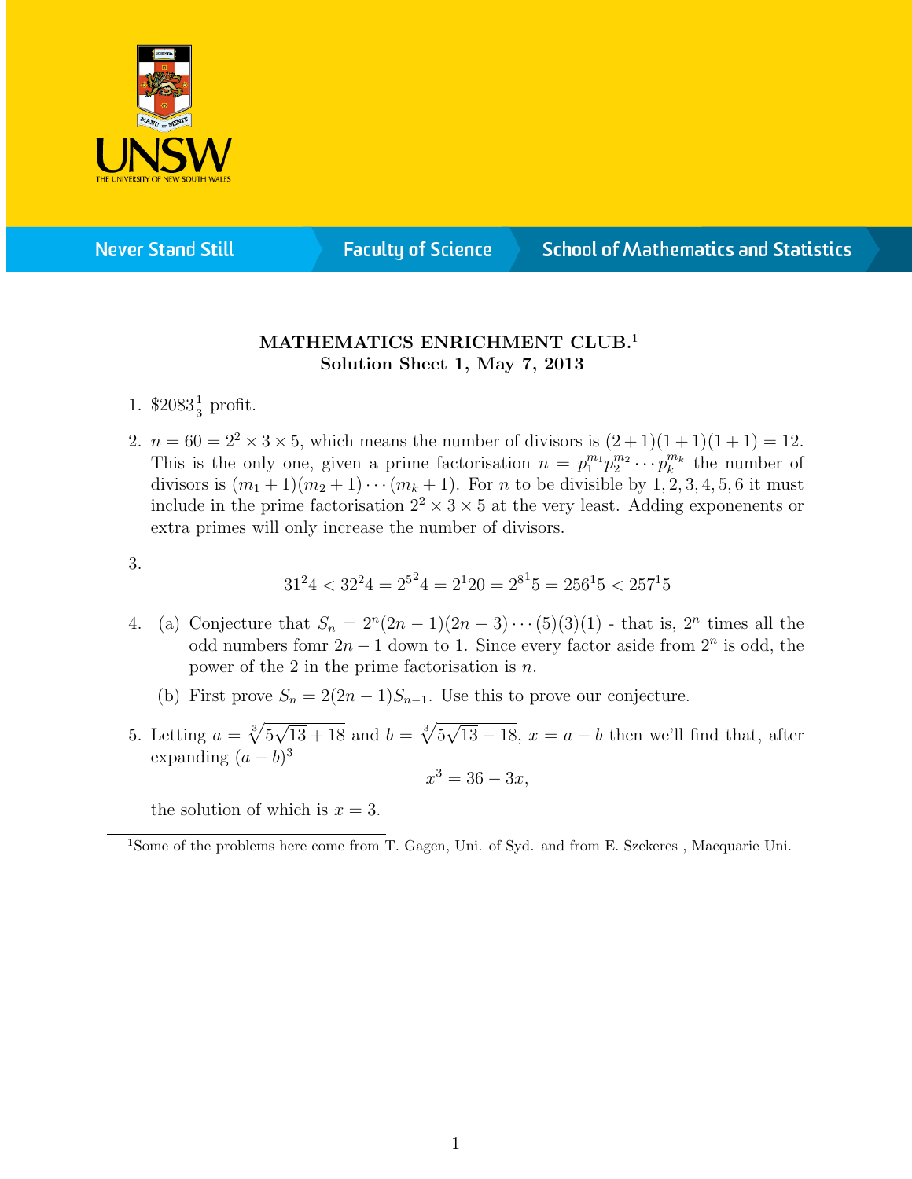**MATHEMATICS ENRICHMENT CLUB.**[1]
**Solution Sheet 1, May 7, 2013**

1. $\$2083\frac{1}{3}$ profit.

2. $n = 60 = 2^2 \times 3 \times 5$, which means the number of divisors is $(2+1)(1+1)(1+1) = 12$. This is the only one, given a prime factorisation $n = p_1^{m_1} p_2^{m_2} \cdots p_k^{m_k}$ the number of divisors is $(m_1+1)(m_2+1)\cdots(m_k+1)$. For $n$ to be divisible by $1, 2, 3, 4, 5, 6$ it must include in the prime factorisation $2^2 \times 3 \times 5$ at the very least. Adding exponenents or extra primes will only increase the number of divisors.

3. $$31^24 < 32^24 = 2^{5^2}4 = 2^120 = 2^{8^1}5 = 256^15 < 257^15$$

4. (a) Conjecture that $S_n = 2^n(2n-1)(2n-3)\cdots(5)(3)(1)$ - that is, $2^n$ times all the odd numbers fomr $2n-1$ down to 1. Since every factor aside from $2^n$ is odd, the power of the 2 in the prime factorisation is $n$.

   (b) First prove $S_n = 2(2n-1)S_{n-1}$. Use this to prove our conjecture.

5. Letting $a = \sqrt[3]{5\sqrt{13}+18}$ and $b = \sqrt[3]{5\sqrt{13}-18}$, $x = a - b$ then we'll find that, after expanding $(a-b)^3$
$$x^3 = 36 - 3x,$$
the solution of which is $x = 3$.

[1] Some of the problems here come from T. Gagen, Uni. of Syd. and from E. Szekeres , Macquarie Uni.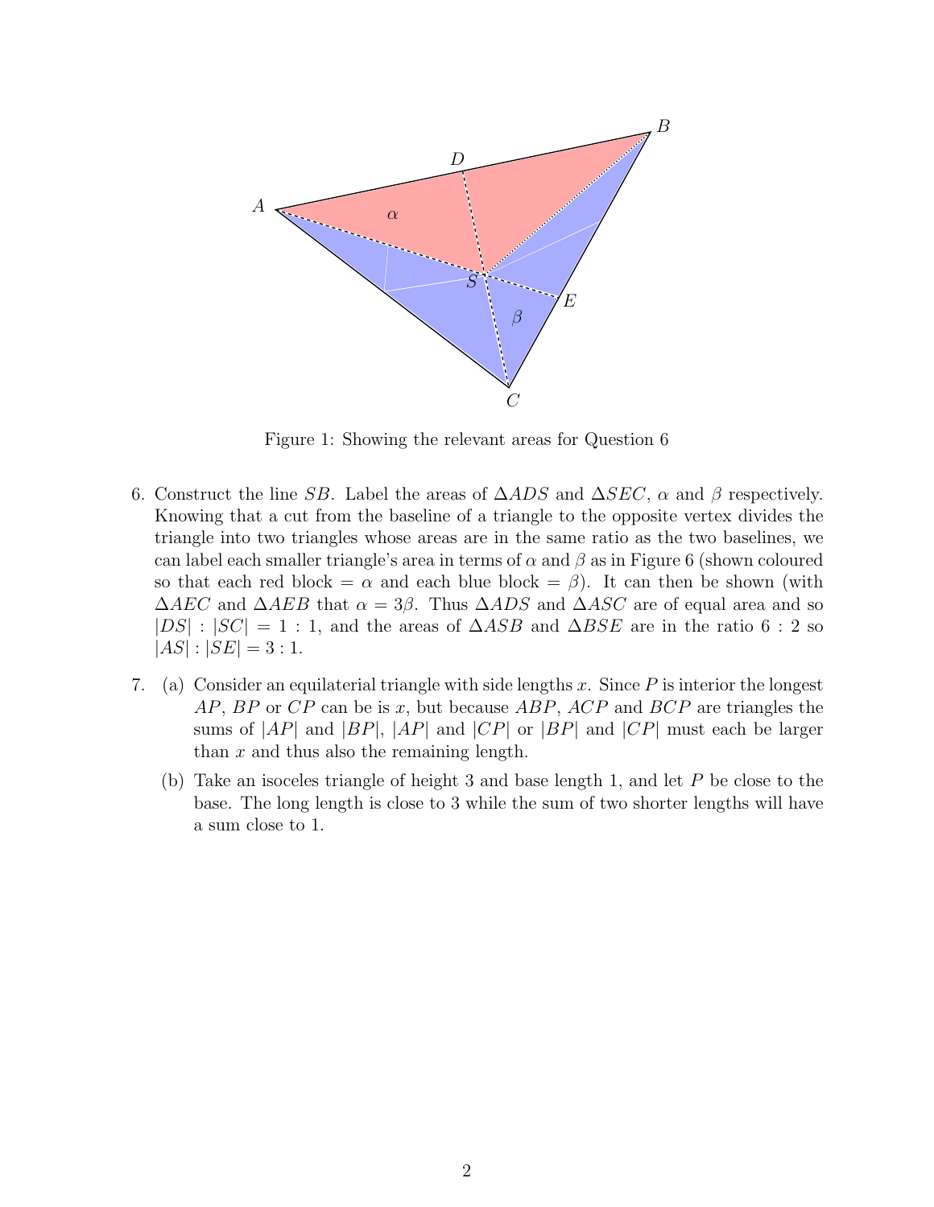A, B, C, D, E, S, $\alpha$, $\beta$

Figure 1: Showing the relevant areas for Question 6

6. Construct the line $SB$. Label the areas of $\Delta ADS$ and $\Delta SEC$, $\alpha$ and $\beta$ respectively. Knowing that a cut from the baseline of a triangle to the opposite vertex divides the triangle into two triangles whose areas are in the same ratio as the two baselines, we can label each smaller triangle's area in terms of $\alpha$ and $\beta$ as in Figure 6 (shown coloured so that each red block $= \alpha$ and each blue block $= \beta$). It can then be shown (with $\Delta AEC$ and $\Delta AEB$ that $\alpha = 3\beta$. Thus $\Delta ADS$ and $\Delta ASC$ are of equal area and so $|DS| : |SC| = 1 : 1$, and the areas of $\Delta ASB$ and $\Delta BSE$ are in the ratio $6 : 2$ so $|AS| : |SE| = 3 : 1$.

7. (a) Consider an equilaterial triangle with side lengths $x$. Since $P$ is interior the longest $AP$, $BP$ or $CP$ can be is $x$, but because $ABP$, $ACP$ and $BCP$ are triangles the sums of $|AP|$ and $|BP|$, $|AP|$ and $|CP|$ or $|BP|$ and $|CP|$ must each be larger than $x$ and thus also the remaining length.

   (b) Take an isoceles triangle of height 3 and base length 1, and let $P$ be close to the base. The long length is close to 3 while the sum of two shorter lengths will have a sum close to 1.